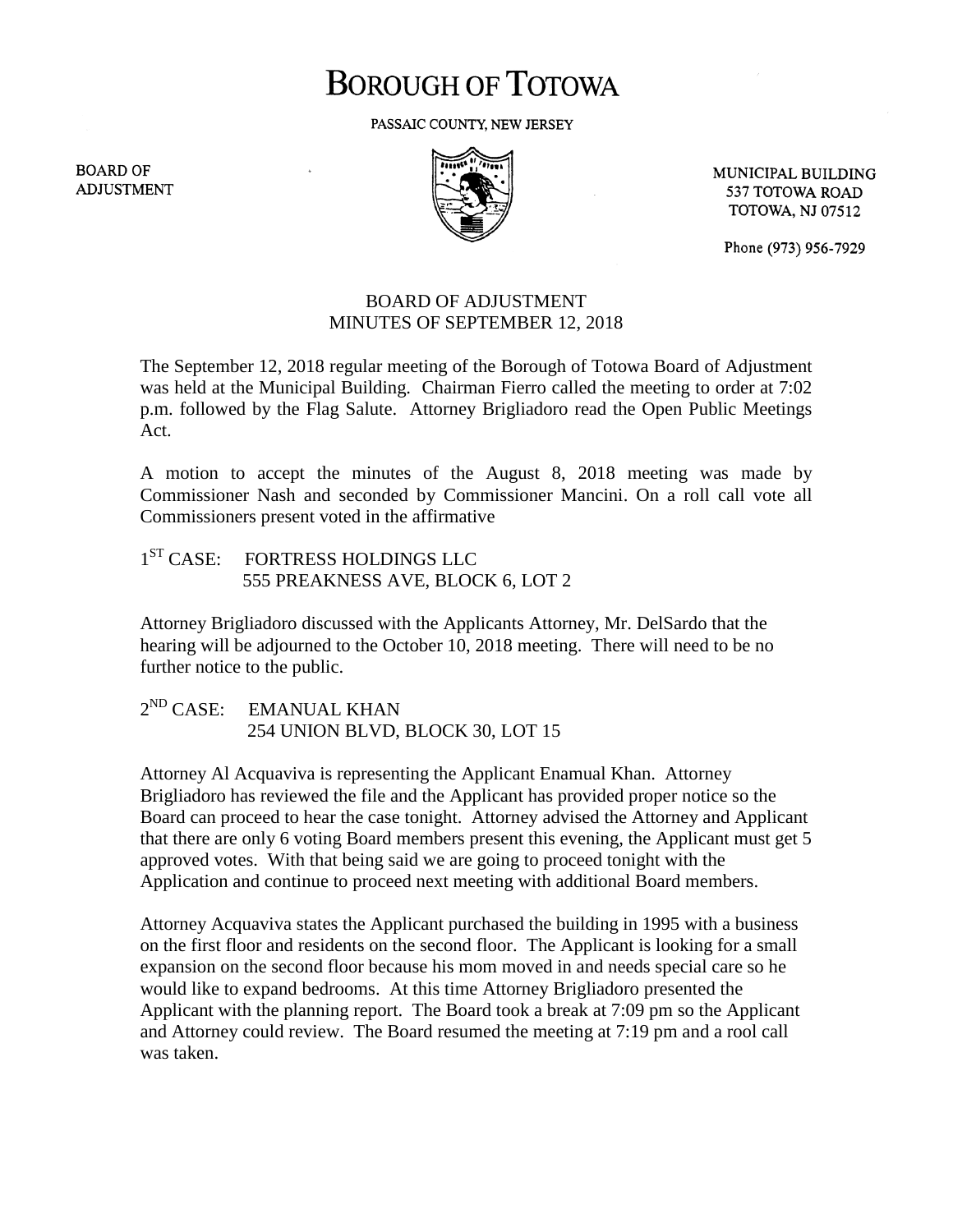# BOROUGH OF TOTOWA

PASSAIC COUNTY, NEW JERSEY

BOARD OF ADJUSTMENT

MUNICIPAL BUILDING
537 TOTOWA ROAD
TOTOWA, NJ 07512

Phone (973) 956-7929

## BOARD OF ADJUSTMENT
## MINUTES OF SEPTEMBER 12, 2018

The September 12, 2018 regular meeting of the Borough of Totowa Board of Adjustment was held at the Municipal Building. Chairman Fierro called the meeting to order at 7:02 p.m. followed by the Flag Salute. Attorney Brigliadoro read the Open Public Meetings Act.

A motion to accept the minutes of the August 8, 2018 meeting was made by Commissioner Nash and seconded by Commissioner Mancini. On a roll call vote all Commissioners present voted in the affirmative

1ST CASE: FORTRESS HOLDINGS LLC
555 PREAKNESS AVE, BLOCK 6, LOT 2

Attorney Brigliadoro discussed with the Applicants Attorney, Mr. DelSardo that the hearing will be adjourned to the October 10, 2018 meeting. There will need to be no further notice to the public.

2ND CASE: EMANUAL KHAN
254 UNION BLVD, BLOCK 30, LOT 15

Attorney Al Acquaviva is representing the Applicant Enamual Khan. Attorney Brigliadoro has reviewed the file and the Applicant has provided proper notice so the Board can proceed to hear the case tonight. Attorney advised the Attorney and Applicant that there are only 6 voting Board members present this evening, the Applicant must get 5 approved votes. With that being said we are going to proceed tonight with the Application and continue to proceed next meeting with additional Board members.

Attorney Acquaviva states the Applicant purchased the building in 1995 with a business on the first floor and residents on the second floor. The Applicant is looking for a small expansion on the second floor because his mom moved in and needs special care so he would like to expand bedrooms. At this time Attorney Brigliadoro presented the Applicant with the planning report. The Board took a break at 7:09 pm so the Applicant and Attorney could review. The Board resumed the meeting at 7:19 pm and a rool call was taken.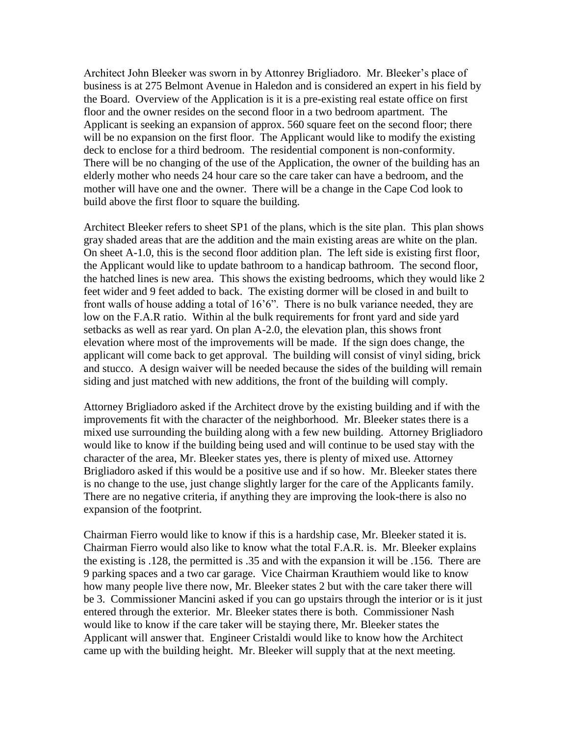Architect John Bleeker was sworn in by Attonrey Brigliadoro. Mr. Bleeker's place of business is at 275 Belmont Avenue in Haledon and is considered an expert in his field by the Board. Overview of the Application is it is a pre-existing real estate office on first floor and the owner resides on the second floor in a two bedroom apartment. The Applicant is seeking an expansion of approx. 560 square feet on the second floor; there will be no expansion on the first floor. The Applicant would like to modify the existing deck to enclose for a third bedroom. The residential component is non-conformity. There will be no changing of the use of the Application, the owner of the building has an elderly mother who needs 24 hour care so the care taker can have a bedroom, and the mother will have one and the owner. There will be a change in the Cape Cod look to build above the first floor to square the building.

Architect Bleeker refers to sheet SP1 of the plans, which is the site plan. This plan shows gray shaded areas that are the addition and the main existing areas are white on the plan. On sheet A-1.0, this is the second floor addition plan. The left side is existing first floor, the Applicant would like to update bathroom to a handicap bathroom. The second floor, the hatched lines is new area. This shows the existing bedrooms, which they would like 2 feet wider and 9 feet added to back. The existing dormer will be closed in and built to front walls of house adding a total of 16'6". There is no bulk variance needed, they are low on the F.A.R ratio. Within al the bulk requirements for front yard and side yard setbacks as well as rear yard. On plan A-2.0, the elevation plan, this shows front elevation where most of the improvements will be made. If the sign does change, the applicant will come back to get approval. The building will consist of vinyl siding, brick and stucco. A design waiver will be needed because the sides of the building will remain siding and just matched with new additions, the front of the building will comply.

Attorney Brigliadoro asked if the Architect drove by the existing building and if with the improvements fit with the character of the neighborhood. Mr. Bleeker states there is a mixed use surrounding the building along with a few new building. Attorney Brigliadoro would like to know if the building being used and will continue to be used stay with the character of the area, Mr. Bleeker states yes, there is plenty of mixed use. Attorney Brigliadoro asked if this would be a positive use and if so how. Mr. Bleeker states there is no change to the use, just change slightly larger for the care of the Applicants family. There are no negative criteria, if anything they are improving the look-there is also no expansion of the footprint.

Chairman Fierro would like to know if this is a hardship case, Mr. Bleeker stated it is. Chairman Fierro would also like to know what the total F.A.R. is. Mr. Bleeker explains the existing is .128, the permitted is .35 and with the expansion it will be .156. There are 9 parking spaces and a two car garage. Vice Chairman Krauthiem would like to know how many people live there now, Mr. Bleeker states 2 but with the care taker there will be 3. Commissioner Mancini asked if you can go upstairs through the interior or is it just entered through the exterior. Mr. Bleeker states there is both. Commissioner Nash would like to know if the care taker will be staying there, Mr. Bleeker states the Applicant will answer that. Engineer Cristaldi would like to know how the Architect came up with the building height. Mr. Bleeker will supply that at the next meeting.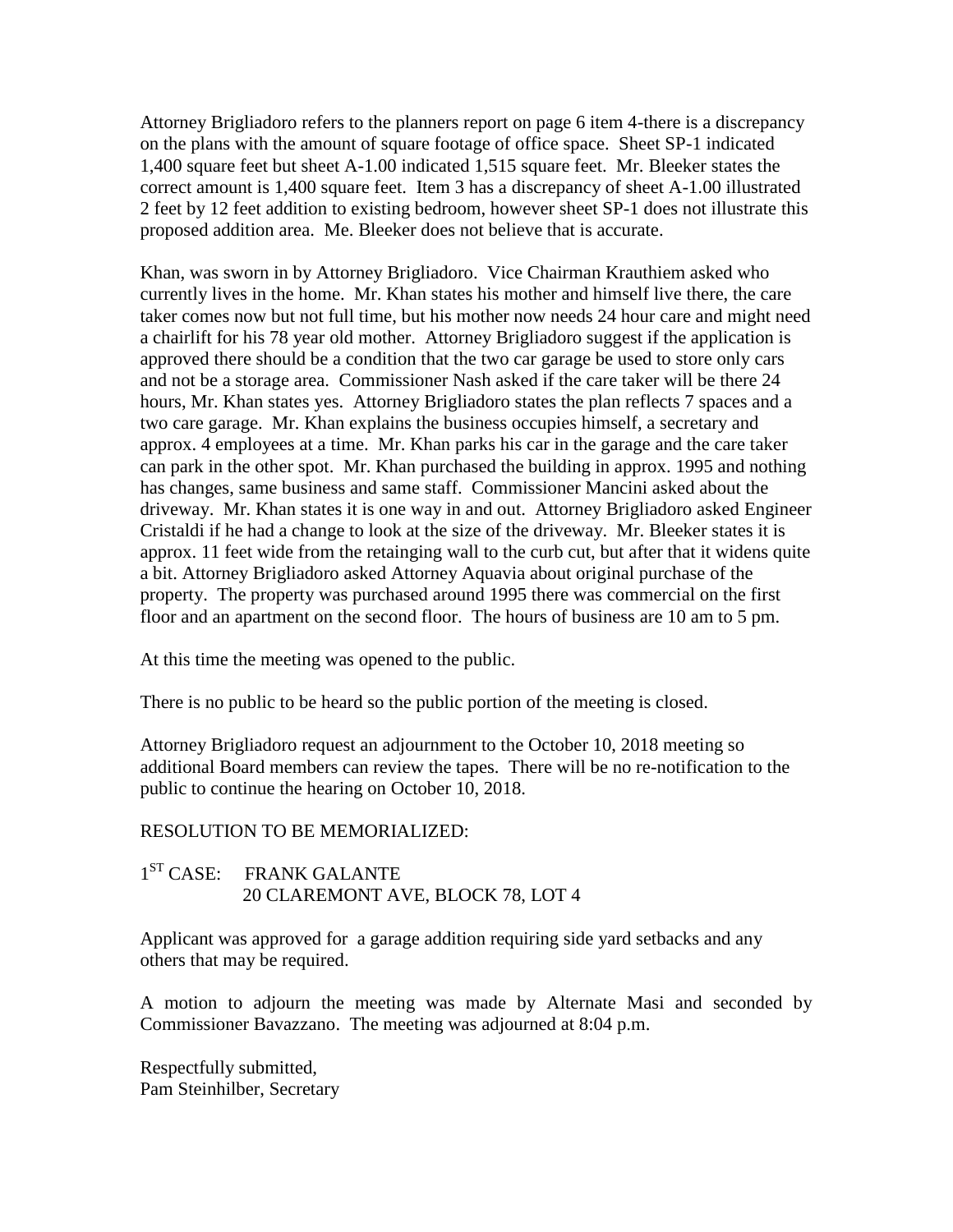Attorney Brigliadoro refers to the planners report on page 6 item 4-there is a discrepancy on the plans with the amount of square footage of office space. Sheet SP-1 indicated 1,400 square feet but sheet A-1.00 indicated 1,515 square feet. Mr. Bleeker states the correct amount is 1,400 square feet. Item 3 has a discrepancy of sheet A-1.00 illustrated 2 feet by 12 feet addition to existing bedroom, however sheet SP-1 does not illustrate this proposed addition area. Me. Bleeker does not believe that is accurate.

Khan, was sworn in by Attorney Brigliadoro. Vice Chairman Krauthiem asked who currently lives in the home. Mr. Khan states his mother and himself live there, the care taker comes now but not full time, but his mother now needs 24 hour care and might need a chairlift for his 78 year old mother. Attorney Brigliadoro suggest if the application is approved there should be a condition that the two car garage be used to store only cars and not be a storage area. Commissioner Nash asked if the care taker will be there 24 hours, Mr. Khan states yes. Attorney Brigliadoro states the plan reflects 7 spaces and a two care garage. Mr. Khan explains the business occupies himself, a secretary and approx. 4 employees at a time. Mr. Khan parks his car in the garage and the care taker can park in the other spot. Mr. Khan purchased the building in approx. 1995 and nothing has changes, same business and same staff. Commissioner Mancini asked about the driveway. Mr. Khan states it is one way in and out. Attorney Brigliadoro asked Engineer Cristaldi if he had a change to look at the size of the driveway. Mr. Bleeker states it is approx. 11 feet wide from the retainging wall to the curb cut, but after that it widens quite a bit. Attorney Brigliadoro asked Attorney Aquavia about original purchase of the property. The property was purchased around 1995 there was commercial on the first floor and an apartment on the second floor. The hours of business are 10 am to 5 pm.

At this time the meeting was opened to the public.

There is no public to be heard so the public portion of the meeting is closed.

Attorney Brigliadoro request an adjournment to the October 10, 2018 meeting so additional Board members can review the tapes. There will be no re-notification to the public to continue the hearing on October 10, 2018.

RESOLUTION TO BE MEMORIALIZED:

1ST CASE: FRANK GALANTE
20 CLAREMONT AVE, BLOCK 78, LOT 4

Applicant was approved for a garage addition requiring side yard setbacks and any others that may be required.

A motion to adjourn the meeting was made by Alternate Masi and seconded by Commissioner Bavazzano. The meeting was adjourned at 8:04 p.m.

Respectfully submitted,
Pam Steinhilber, Secretary